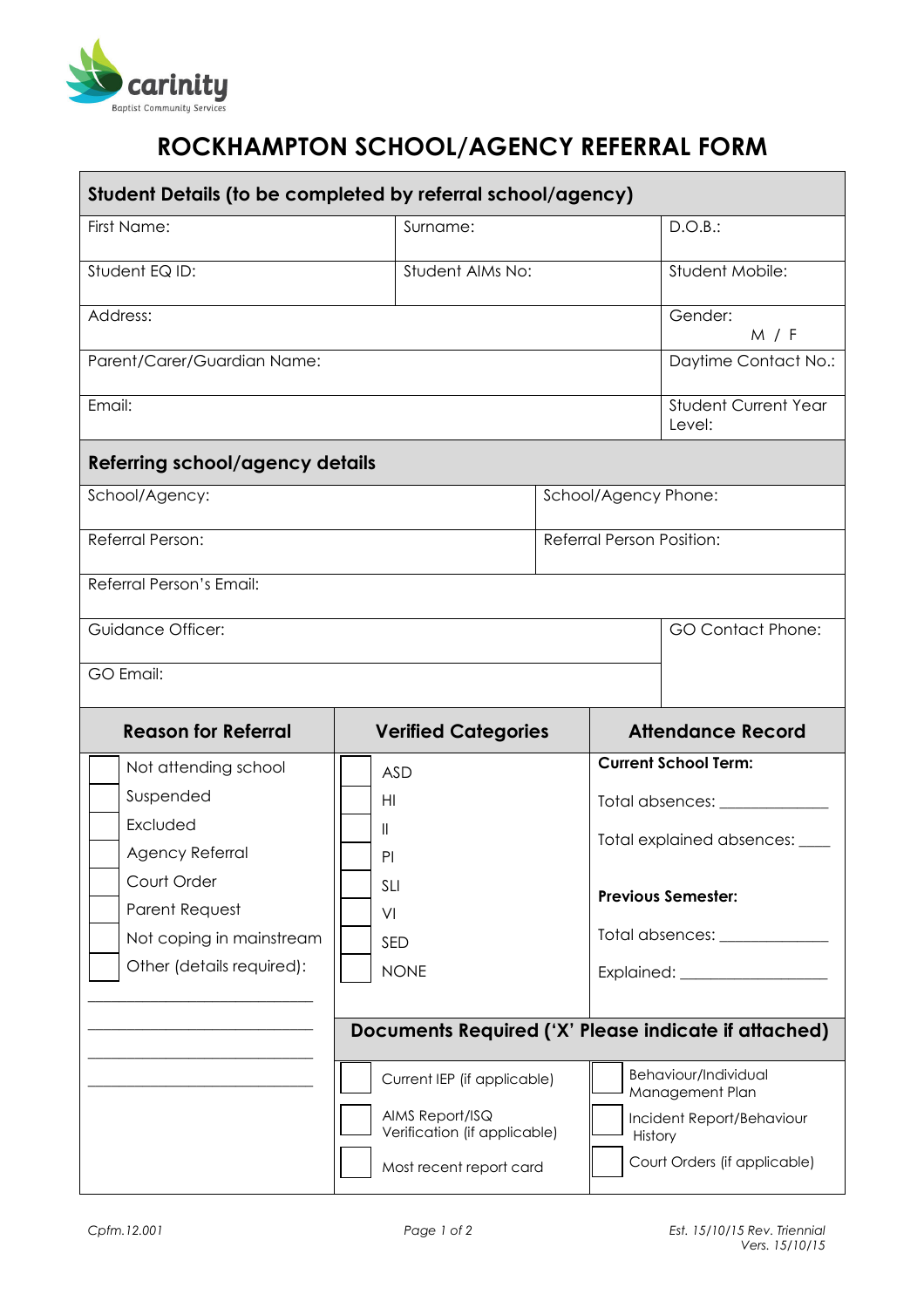carinity
Baptist Community Services

# ROCKHAMPTON SCHOOL/AGENCY REFERRAL FORM

## Student Details (to be completed by referral school/agency)

| First Name: | Surname: | D.O.B.: |
|---|---|---|
| Student EQ ID: | Student AIMs No: | Student Mobile: |
| Address: | | Gender: M / F |
| Parent/Carer/Guardian Name: | | Daytime Contact No.: |
| Email: | | Student Current Year Level: |

## Referring school/agency details

| School/Agency: | School/Agency Phone: |
|---|---|
| Referral Person: | Referral Person Position: |
| Referral Person's Email: | |
| Guidance Officer: | GO Contact Phone: |
| GO Email: | |

| Reason for Referral | Verified Categories | Attendance Record |
|---|---|---|
| ☐ Not attending school | ☐ ASD | **Current School Term:** |
| ☐ Suspended | ☐ HI | Total absences: _____________ |
| ☐ Excluded | ☐ II | Total explained absences: ____ |
| ☐ Agency Referral | ☐ PI | |
| ☐ Court Order | ☐ SLI | **Previous Semester:** |
| ☐ Parent Request | ☐ VI | Total absences: _____________ |
| ☐ Not coping in mainstream | ☐ SED | Explained: _________________ |
| ☐ Other (details required): | ☐ NONE | |
| ___________________________ | | |
| ___________________________ | | |
| ___________________________ | | |

### Documents Required ('X' Please indicate if attached)

| | |
|---|---|
| ☐ Current IEP (if applicable) | ☐ Behaviour/Individual Management Plan |
| ☐ AIMS Report/ISQ Verification (if applicable) | ☐ Incident Report/Behaviour History |
| ☐ Most recent report card | ☐ Court Orders (if applicable) |

*Cpfm.12.001* *Est. 15/10/15 Rev. Triennial Vers. 15/10/15*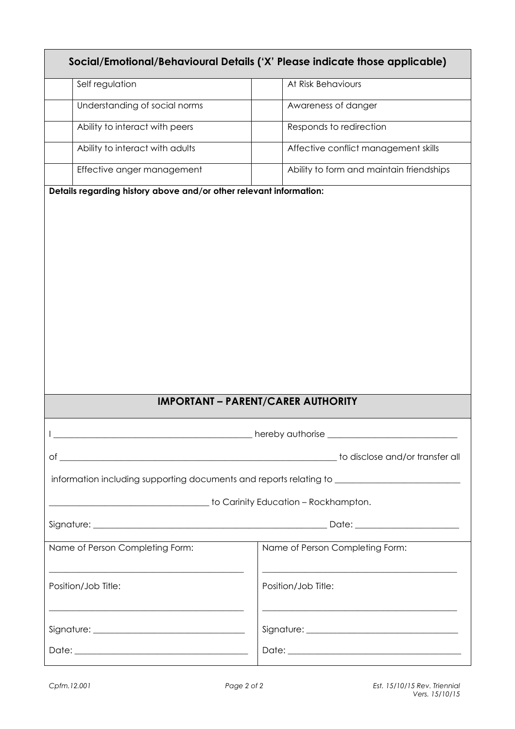## Social/Emotional/Behavioural Details ('X' Please indicate those applicable)

| | | | |
|---|---|---|---|
| | Self regulation | | At Risk Behaviours |
| | Understanding of social norms | | Awareness of danger |
| | Ability to interact with peers | | Responds to redirection |
| | Ability to interact with adults | | Affective conflict management skills |
| | Effective anger management | | Ability to form and maintain friendships |

**Details regarding history above and/or other relevant information:**

## IMPORTANT – PARENT/CARER AUTHORITY

I ____________________________________________ hereby authorise ____________________________

of ______________________________________________________________ to disclose and/or transfer all

information including supporting documents and reports relating to ___________________________

____________________________________ to Carinity Education – Rockhampton.

Signature: ______________________________________________________ Date: _______________________

| | |
|---|---|
| Name of Person Completing Form: ____________________________________________ | Name of Person Completing Form: ____________________________________________ |
| Position/Job Title: ____________________________________________ | Position/Job Title: ____________________________________________ |
| Signature: ________________________________ | Signature: ________________________________ |
| Date: ______________________________________ | Date: ______________________________________ |

*Cpfm.12.001*

*Est. 15/10/15 Rev. Triennial*
*Vers. 15/10/15*